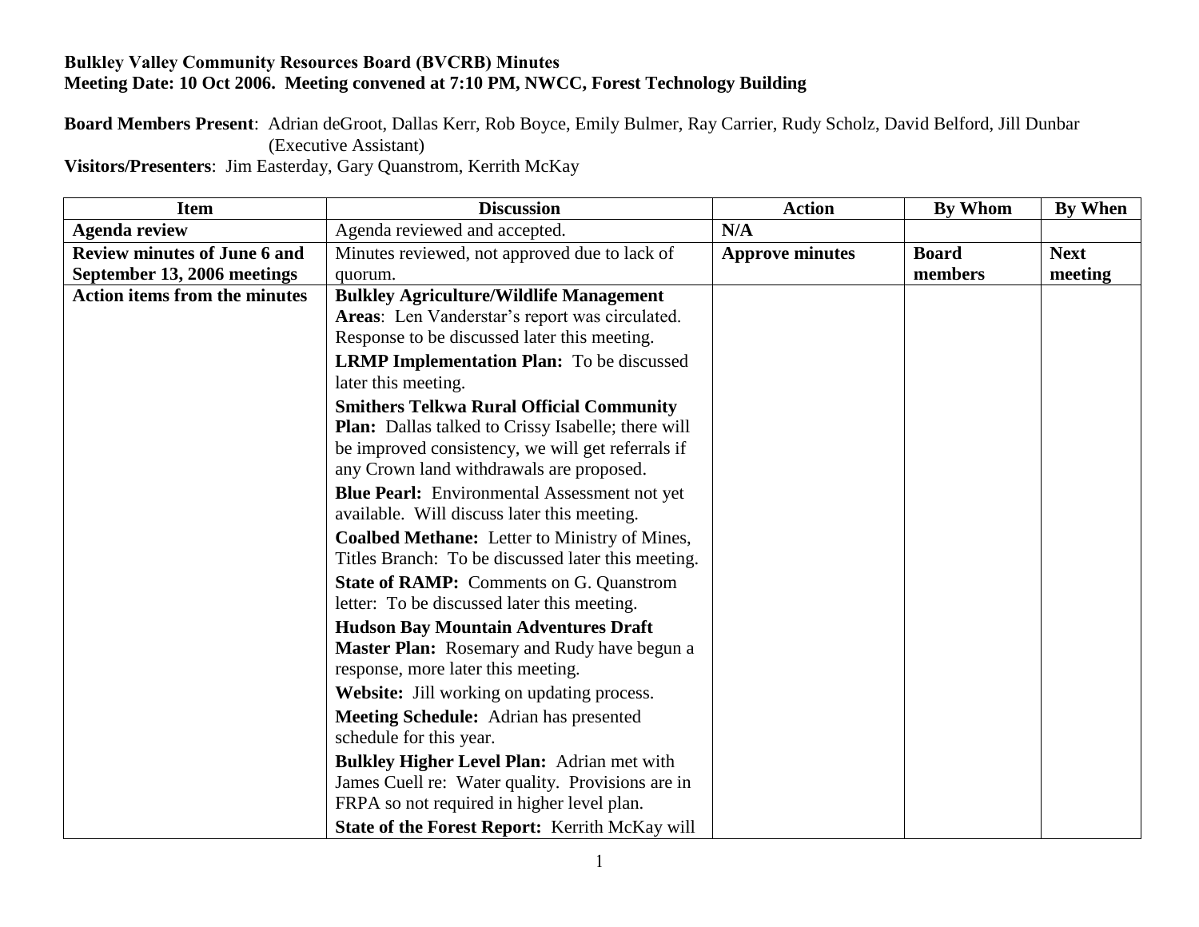**Bulkley Valley Community Resources Board (BVCRB) Minutes**
**Meeting Date: 10 Oct 2006. Meeting convened at 7:10 PM, NWCC, Forest Technology Building**

**Board Members Present**: Adrian deGroot, Dallas Kerr, Rob Boyce, Emily Bulmer, Ray Carrier, Rudy Scholz, David Belford, Jill Dunbar (Executive Assistant)
**Visitors/Presenters**: Jim Easterday, Gary Quanstrom, Kerrith McKay

| Item | Discussion | Action | By Whom | By When |
|---|---|---|---|---|
| **Agenda review** | Agenda reviewed and accepted. | **N/A** | | |
| **Review minutes of June 6 and September 13, 2006 meetings** | Minutes reviewed, not approved due to lack of quorum. | **Approve minutes** | **Board members** | **Next meeting** |
| **Action items from the minutes** | **Bulkley Agriculture/Wildlife Management Areas**: Len Vanderstar's report was circulated. Response to be discussed later this meeting.<br>**LRMP Implementation Plan:** To be discussed later this meeting.<br>**Smithers Telkwa Rural Official Community Plan:** Dallas talked to Crissy Isabelle; there will be improved consistency, we will get referrals if any Crown land withdrawals are proposed.<br>**Blue Pearl:** Environmental Assessment not yet available. Will discuss later this meeting.<br>**Coalbed Methane:** Letter to Ministry of Mines, Titles Branch: To be discussed later this meeting.<br>**State of RAMP:** Comments on G. Quanstrom letter: To be discussed later this meeting.<br>**Hudson Bay Mountain Adventures Draft Master Plan:** Rosemary and Rudy have begun a response, more later this meeting.<br>**Website:** Jill working on updating process.<br>**Meeting Schedule:** Adrian has presented schedule for this year.<br>**Bulkley Higher Level Plan:** Adrian met with James Cuell re: Water quality. Provisions are in FRPA so not required in higher level plan.<br>**State of the Forest Report:** Kerrith McKay will | | | |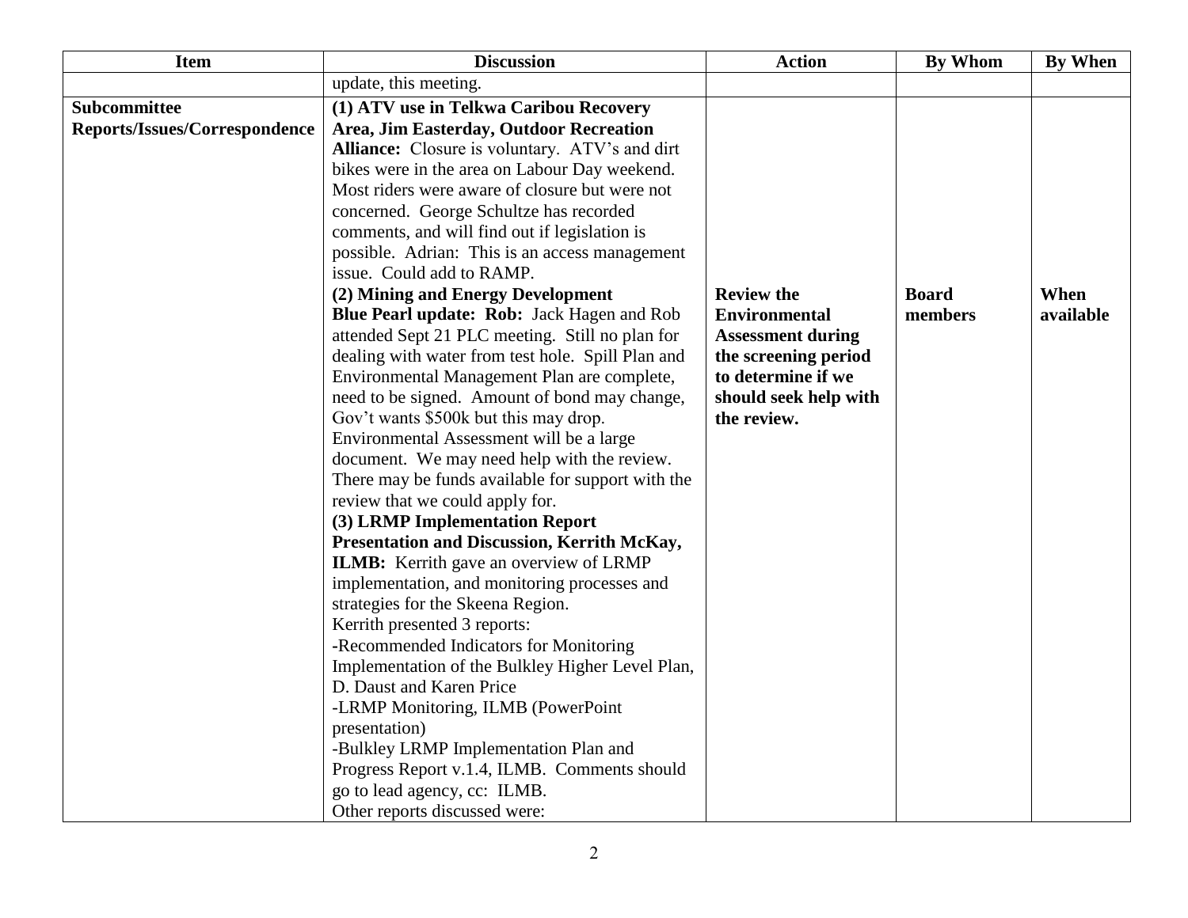| Item | Discussion | Action | By Whom | By When |
|---|---|---|---|---|
| | update, this meeting. | | | |
| **Subcommittee Reports/Issues/Correspondence** | **(1) ATV use in Telkwa Caribou Recovery Area, Jim Easterday, Outdoor Recreation Alliance:** Closure is voluntary. ATV's and dirt bikes were in the area on Labour Day weekend. Most riders were aware of closure but were not concerned. George Schultze has recorded comments, and will find out if legislation is possible. Adrian: This is an access management issue. Could add to RAMP.<br>**(2) Mining and Energy Development**<br>**Blue Pearl update: Rob:** Jack Hagen and Rob attended Sept 21 PLC meeting. Still no plan for dealing with water from test hole. Spill Plan and Environmental Management Plan are complete, need to be signed. Amount of bond may change, Gov't wants \$500k but this may drop. Environmental Assessment will be a large document. We may need help with the review. There may be funds available for support with the review that we could apply for.<br>**(3) LRMP Implementation Report Presentation and Discussion, Kerrith McKay, ILMB:** Kerrith gave an overview of LRMP implementation, and monitoring processes and strategies for the Skeena Region.<br>Kerrith presented 3 reports:<br>-Recommended Indicators for Monitoring Implementation of the Bulkley Higher Level Plan, D. Daust and Karen Price<br>-LRMP Monitoring, ILMB (PowerPoint presentation)<br>-Bulkley LRMP Implementation Plan and Progress Report v.1.4, ILMB. Comments should go to lead agency, cc: ILMB.<br>Other reports discussed were: | **Review the Environmental Assessment during the screening period to determine if we should seek help with the review.** | **Board members** | **When available** |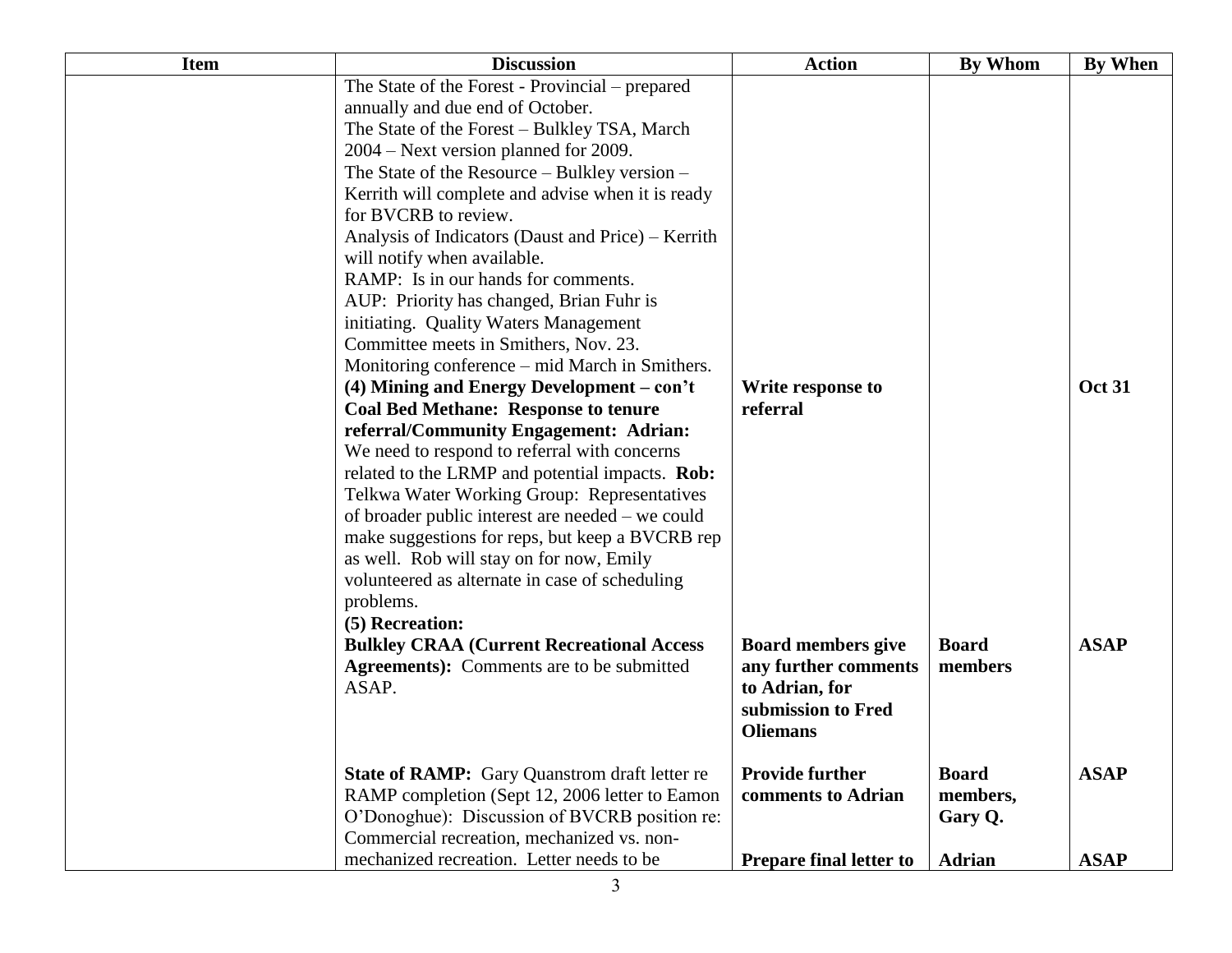| Item | Discussion | Action | By Whom | By When |
|---|---|---|---|---|
| | The State of the Forest - Provincial – prepared annually and due end of October.<br>The State of the Forest – Bulkley TSA, March 2004 – Next version planned for 2009.<br>The State of the Resource – Bulkley version – Kerrith will complete and advise when it is ready for BVCRB to review.<br>Analysis of Indicators (Daust and Price) – Kerrith will notify when available.<br>RAMP: Is in our hands for comments.<br>AUP: Priority has changed, Brian Fuhr is initiating. Quality Waters Management Committee meets in Smithers, Nov. 23.<br>Monitoring conference – mid March in Smithers. | | | |
| | **(4) Mining and Energy Development – con't**<br>**Coal Bed Methane: Response to tenure referral/Community Engagement: Adrian:** We need to respond to referral with concerns related to the LRMP and potential impacts. **Rob:** Telkwa Water Working Group: Representatives of broader public interest are needed – we could make suggestions for reps, but keep a BVCRB rep as well. Rob will stay on for now, Emily volunteered as alternate in case of scheduling problems. | **Write response to referral** | | **Oct 31** |
| | **(5) Recreation:**<br>**Bulkley CRAA (Current Recreational Access Agreements):** Comments are to be submitted ASAP. | **Board members give any further comments to Adrian, for submission to Fred Oliemans** | **Board members** | **ASAP** |
| | **State of RAMP:** Gary Quanstrom draft letter re RAMP completion (Sept 12, 2006 letter to Eamon O'Donoghue): Discussion of BVCRB position re: Commercial recreation, mechanized vs. non-mechanized recreation. Letter needs to be | **Provide further comments to Adrian**<br><br>**Prepare final letter to** | **Board members, Gary Q.**<br><br>**Adrian** | **ASAP**<br><br>**ASAP** |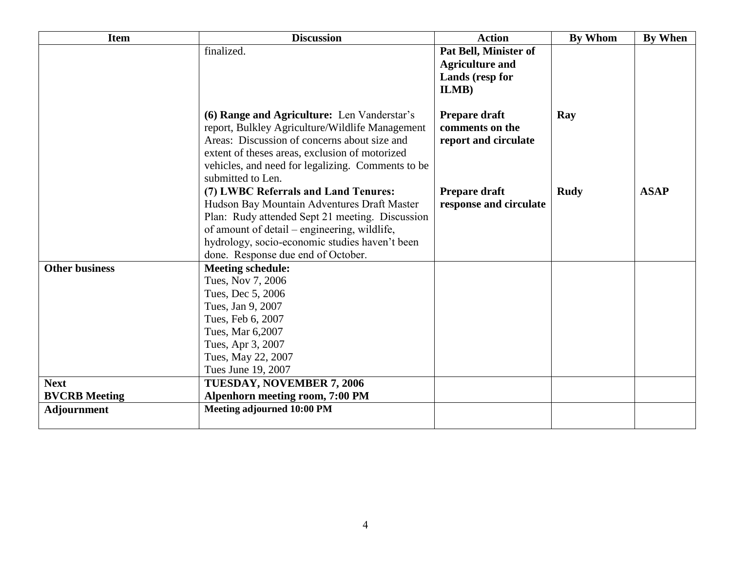| Item | Discussion | Action | By Whom | By When |
|---|---|---|---|---|
| | finalized. | **Pat Bell, Minister of Agriculture and Lands (resp for ILMB)** | | |
| | **(6) Range and Agriculture:** Len Vanderstar's report, Bulkley Agriculture/Wildlife Management Areas: Discussion of concerns about size and extent of theses areas, exclusion of motorized vehicles, and need for legalizing. Comments to be submitted to Len. | **Prepare draft comments on the report and circulate** | **Ray** | |
| | **(7) LWBC Referrals and Land Tenures:** Hudson Bay Mountain Adventures Draft Master Plan: Rudy attended Sept 21 meeting. Discussion of amount of detail – engineering, wildlife, hydrology, socio-economic studies haven't been done. Response due end of October. | **Prepare draft response and circulate** | **Rudy** | **ASAP** |
| **Other business** | **Meeting schedule:**<br>Tues, Nov 7, 2006<br>Tues, Dec 5, 2006<br>Tues, Jan 9, 2007<br>Tues, Feb 6, 2007<br>Tues, Mar 6,2007<br>Tues, Apr 3, 2007<br>Tues, May 22, 2007<br>Tues June 19, 2007 | | | |
| **Next BVCRB Meeting** | **TUESDAY, NOVEMBER 7, 2006**<br>**Alpenhorn meeting room, 7:00 PM** | | | |
| **Adjournment** | **Meeting adjourned 10:00 PM** | | | |